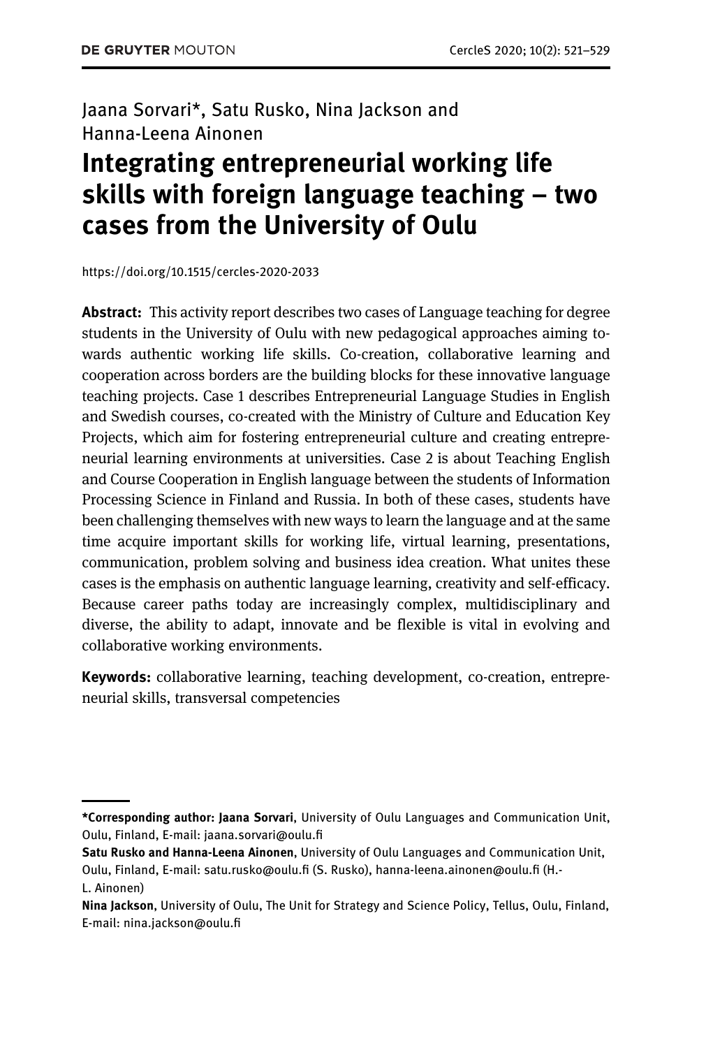Jaana Sorvari*, Satu Rusko, Nina Jackson and Hanna-Leena Ainonen

# Integrating entrepreneurial working life skills with foreign language teaching – two cases from the University of Oulu

https://doi.org/10.1515/cercles-2020-2033

**Abstract:** This activity report describes two cases of Language teaching for degree students in the University of Oulu with new pedagogical approaches aiming towards authentic working life skills. Co-creation, collaborative learning and cooperation across borders are the building blocks for these innovative language teaching projects. Case 1 describes Entrepreneurial Language Studies in English and Swedish courses, co-created with the Ministry of Culture and Education Key Projects, which aim for fostering entrepreneurial culture and creating entrepreneurial learning environments at universities. Case 2 is about Teaching English and Course Cooperation in English language between the students of Information Processing Science in Finland and Russia. In both of these cases, students have been challenging themselves with new ways to learn the language and at the same time acquire important skills for working life, virtual learning, presentations, communication, problem solving and business idea creation. What unites these cases is the emphasis on authentic language learning, creativity and self-efficacy. Because career paths today are increasingly complex, multidisciplinary and diverse, the ability to adapt, innovate and be flexible is vital in evolving and collaborative working environments.

**Keywords:** collaborative learning, teaching development, co-creation, entrepreneurial skills, transversal competencies

---

***Corresponding author: Jaana Sorvari**, University of Oulu Languages and Communication Unit, Oulu, Finland, E-mail: jaana.sorvari@oulu.fi

**Satu Rusko and Hanna-Leena Ainonen**, University of Oulu Languages and Communication Unit, Oulu, Finland, E-mail: satu.rusko@oulu.fi (S. Rusko), hanna-leena.ainonen@oulu.fi (H.-L. Ainonen)

**Nina Jackson**, University of Oulu, The Unit for Strategy and Science Policy, Tellus, Oulu, Finland, E-mail: nina.jackson@oulu.fi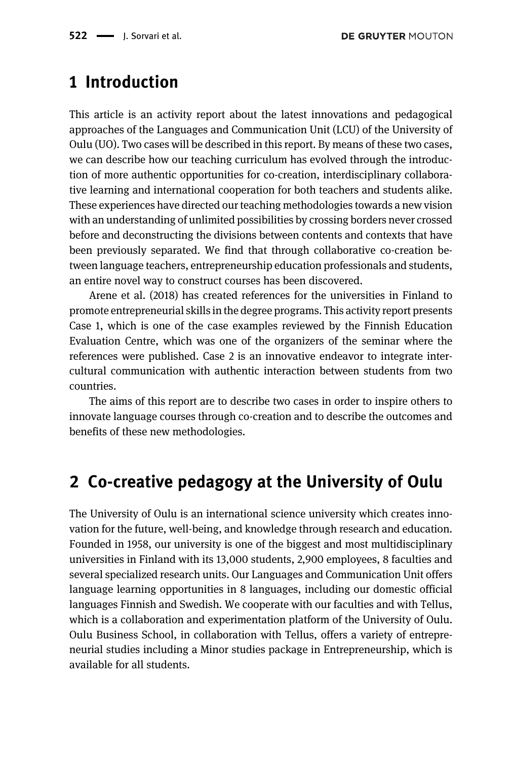## 1 Introduction

This article is an activity report about the latest innovations and pedagogical approaches of the Languages and Communication Unit (LCU) of the University of Oulu (UO). Two cases will be described in this report. By means of these two cases, we can describe how our teaching curriculum has evolved through the introduction of more authentic opportunities for co-creation, interdisciplinary collaborative learning and international cooperation for both teachers and students alike. These experiences have directed our teaching methodologies towards a new vision with an understanding of unlimited possibilities by crossing borders never crossed before and deconstructing the divisions between contents and contexts that have been previously separated. We find that through collaborative co-creation between language teachers, entrepreneurship education professionals and students, an entire novel way to construct courses has been discovered.

Arene et al. (2018) has created references for the universities in Finland to promote entrepreneurial skills in the degree programs. This activity report presents Case 1, which is one of the case examples reviewed by the Finnish Education Evaluation Centre, which was one of the organizers of the seminar where the references were published. Case 2 is an innovative endeavor to integrate intercultural communication with authentic interaction between students from two countries.

The aims of this report are to describe two cases in order to inspire others to innovate language courses through co-creation and to describe the outcomes and benefits of these new methodologies.

## 2 Co-creative pedagogy at the University of Oulu

The University of Oulu is an international science university which creates innovation for the future, well-being, and knowledge through research and education. Founded in 1958, our university is one of the biggest and most multidisciplinary universities in Finland with its 13,000 students, 2,900 employees, 8 faculties and several specialized research units. Our Languages and Communication Unit offers language learning opportunities in 8 languages, including our domestic official languages Finnish and Swedish. We cooperate with our faculties and with Tellus, which is a collaboration and experimentation platform of the University of Oulu. Oulu Business School, in collaboration with Tellus, offers a variety of entrepreneurial studies including a Minor studies package in Entrepreneurship, which is available for all students.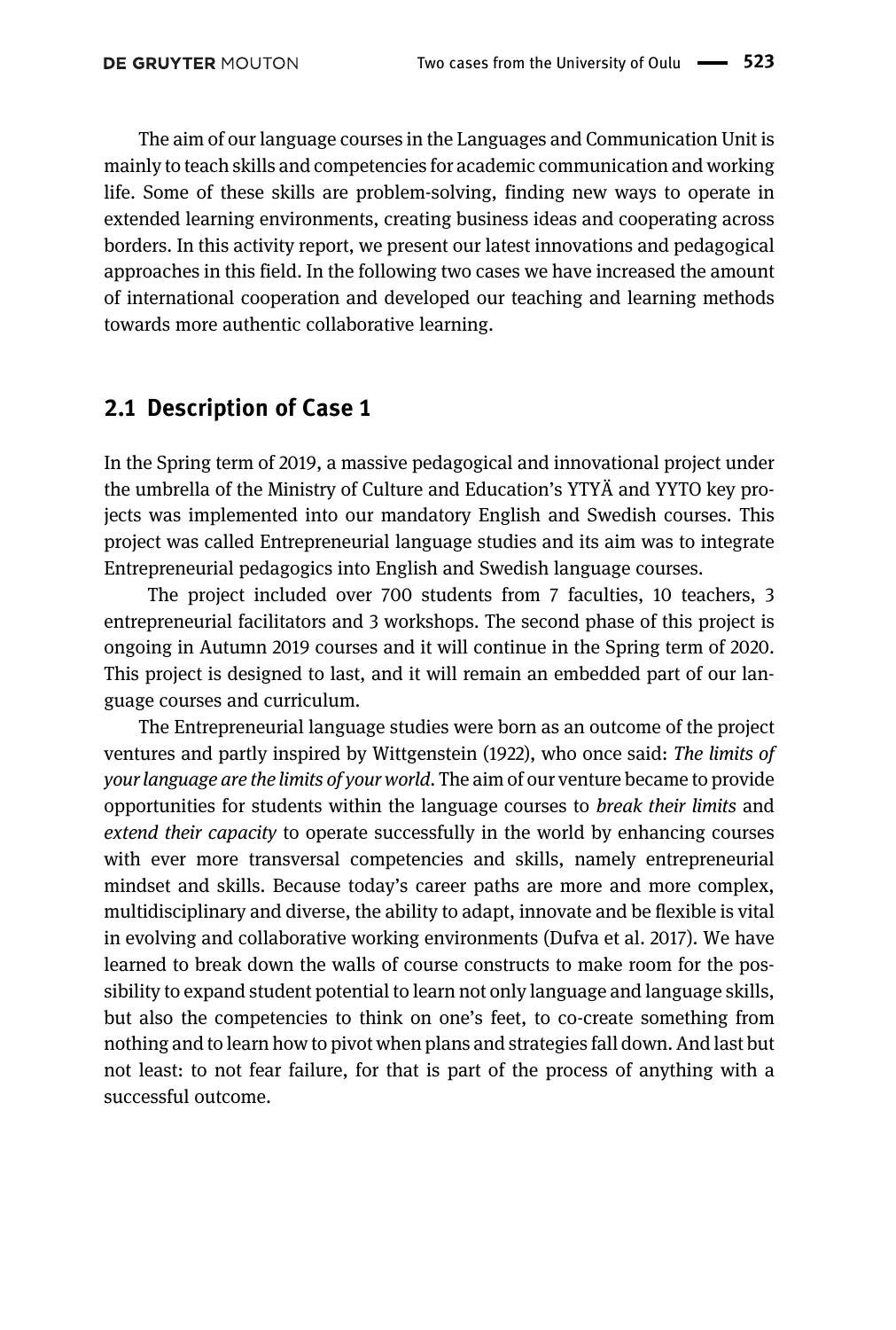The aim of our language courses in the Languages and Communication Unit is mainly to teach skills and competencies for academic communication and working life. Some of these skills are problem-solving, finding new ways to operate in extended learning environments, creating business ideas and cooperating across borders. In this activity report, we present our latest innovations and pedagogical approaches in this field. In the following two cases we have increased the amount of international cooperation and developed our teaching and learning methods towards more authentic collaborative learning.

## 2.1 Description of Case 1

In the Spring term of 2019, a massive pedagogical and innovational project under the umbrella of the Ministry of Culture and Education's YTYÄ and YYTO key projects was implemented into our mandatory English and Swedish courses. This project was called Entrepreneurial language studies and its aim was to integrate Entrepreneurial pedagogics into English and Swedish language courses.

The project included over 700 students from 7 faculties, 10 teachers, 3 entrepreneurial facilitators and 3 workshops. The second phase of this project is ongoing in Autumn 2019 courses and it will continue in the Spring term of 2020. This project is designed to last, and it will remain an embedded part of our language courses and curriculum.

The Entrepreneurial language studies were born as an outcome of the project ventures and partly inspired by Wittgenstein (1922), who once said: *The limits of your language are the limits of your world*. The aim of our venture became to provide opportunities for students within the language courses to *break their limits* and *extend their capacity* to operate successfully in the world by enhancing courses with ever more transversal competencies and skills, namely entrepreneurial mindset and skills. Because today's career paths are more and more complex, multidisciplinary and diverse, the ability to adapt, innovate and be flexible is vital in evolving and collaborative working environments (Dufva et al. 2017). We have learned to break down the walls of course constructs to make room for the possibility to expand student potential to learn not only language and language skills, but also the competencies to think on one's feet, to co-create something from nothing and to learn how to pivot when plans and strategies fall down. And last but not least: to not fear failure, for that is part of the process of anything with a successful outcome.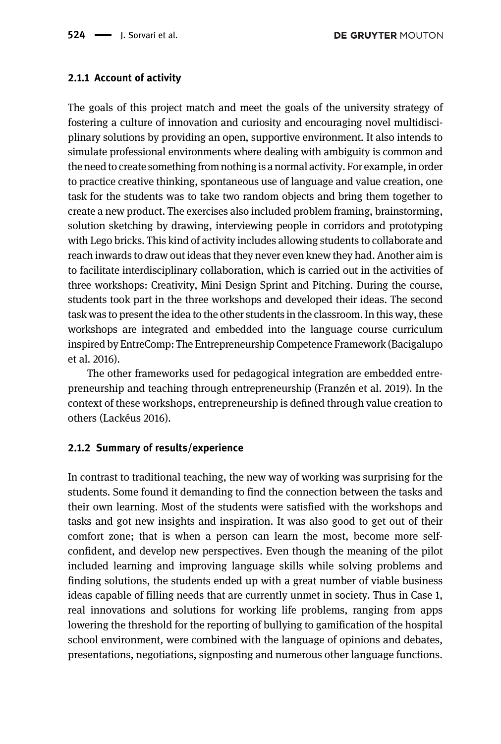#### 2.1.1 Account of activity

The goals of this project match and meet the goals of the university strategy of fostering a culture of innovation and curiosity and encouraging novel multidisciplinary solutions by providing an open, supportive environment. It also intends to simulate professional environments where dealing with ambiguity is common and the need to create something from nothing is a normal activity. For example, in order to practice creative thinking, spontaneous use of language and value creation, one task for the students was to take two random objects and bring them together to create a new product. The exercises also included problem framing, brainstorming, solution sketching by drawing, interviewing people in corridors and prototyping with Lego bricks. This kind of activity includes allowing students to collaborate and reach inwards to draw out ideas that they never even knew they had. Another aim is to facilitate interdisciplinary collaboration, which is carried out in the activities of three workshops: Creativity, Mini Design Sprint and Pitching. During the course, students took part in the three workshops and developed their ideas. The second task was to present the idea to the other students in the classroom. In this way, these workshops are integrated and embedded into the language course curriculum inspired by EntreComp: The Entrepreneurship Competence Framework (Bacigalupo et al. 2016).

The other frameworks used for pedagogical integration are embedded entrepreneurship and teaching through entrepreneurship (Franzén et al. 2019). In the context of these workshops, entrepreneurship is defined through value creation to others (Lackéus 2016).

#### 2.1.2 Summary of results/experience

In contrast to traditional teaching, the new way of working was surprising for the students. Some found it demanding to find the connection between the tasks and their own learning. Most of the students were satisfied with the workshops and tasks and got new insights and inspiration. It was also good to get out of their comfort zone; that is when a person can learn the most, become more self-confident, and develop new perspectives. Even though the meaning of the pilot included learning and improving language skills while solving problems and finding solutions, the students ended up with a great number of viable business ideas capable of filling needs that are currently unmet in society. Thus in Case 1, real innovations and solutions for working life problems, ranging from apps lowering the threshold for the reporting of bullying to gamification of the hospital school environment, were combined with the language of opinions and debates, presentations, negotiations, signposting and numerous other language functions.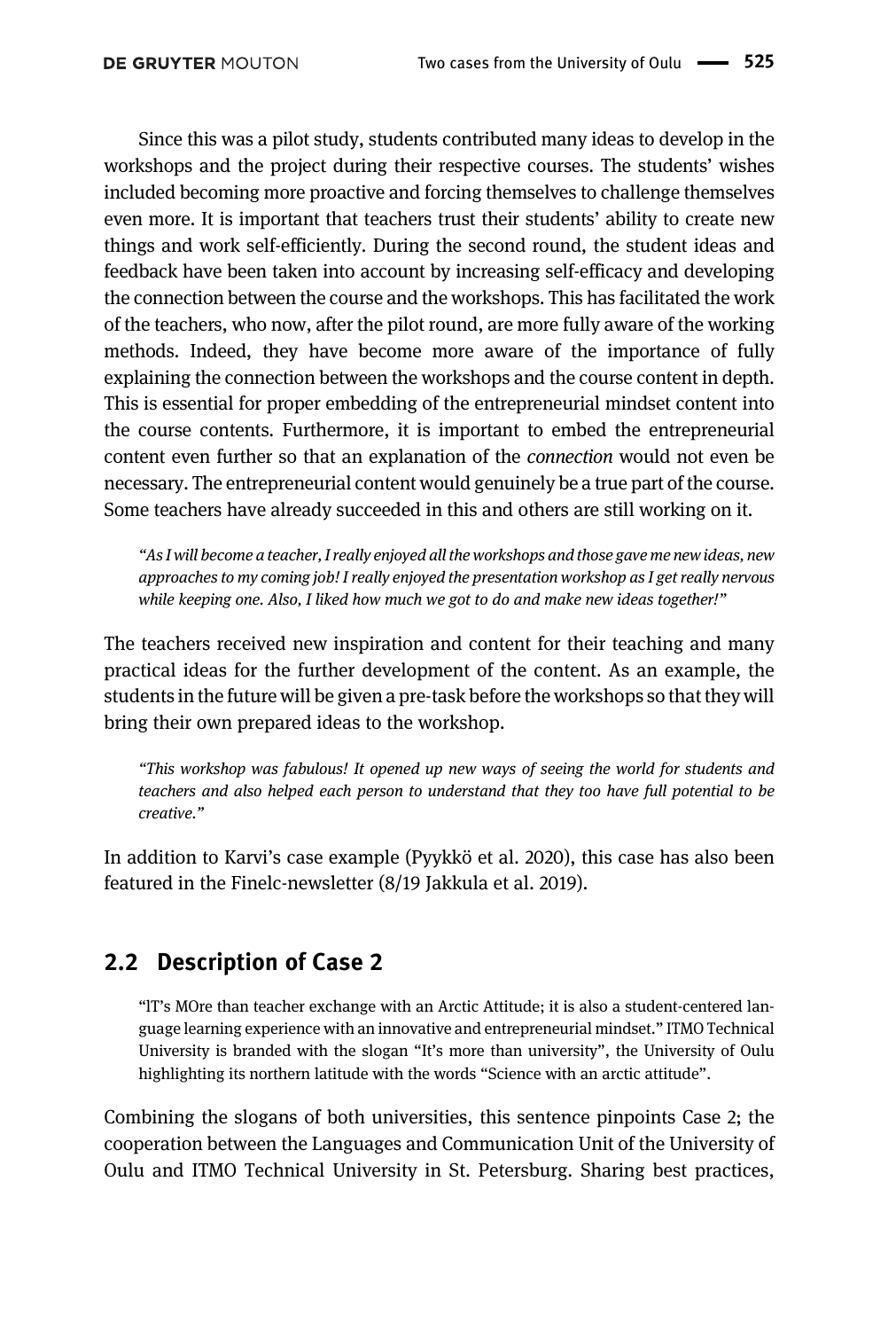Since this was a pilot study, students contributed many ideas to develop in the workshops and the project during their respective courses. The students' wishes included becoming more proactive and forcing themselves to challenge themselves even more. It is important that teachers trust their students' ability to create new things and work self-efficiently. During the second round, the student ideas and feedback have been taken into account by increasing self-efficacy and developing the connection between the course and the workshops. This has facilitated the work of the teachers, who now, after the pilot round, are more fully aware of the working methods. Indeed, they have become more aware of the importance of fully explaining the connection between the workshops and the course content in depth. This is essential for proper embedding of the entrepreneurial mindset content into the course contents. Furthermore, it is important to embed the entrepreneurial content even further so that an explanation of the *connection* would not even be necessary. The entrepreneurial content would genuinely be a true part of the course. Some teachers have already succeeded in this and others are still working on it.

> *"As I will become a teacher, I really enjoyed all the workshops and those gave me new ideas, new approaches to my coming job! I really enjoyed the presentation workshop as I get really nervous while keeping one. Also, I liked how much we got to do and make new ideas together!"*

The teachers received new inspiration and content for their teaching and many practical ideas for the further development of the content. As an example, the students in the future will be given a pre-task before the workshops so that they will bring their own prepared ideas to the workshop.

> *"This workshop was fabulous! It opened up new ways of seeing the world for students and teachers and also helped each person to understand that they too have full potential to be creative."*

In addition to Karvi's case example (Pyykkö et al. 2020), this case has also been featured in the Finelc-newsletter (8/19 Jakkula et al. 2019).

## 2.2 Description of Case 2

> "IT's MOre than teacher exchange with an Arctic Attitude; it is also a student-centered language learning experience with an innovative and entrepreneurial mindset." ITMO Technical University is branded with the slogan "It's more than university", the University of Oulu highlighting its northern latitude with the words "Science with an arctic attitude".

Combining the slogans of both universities, this sentence pinpoints Case 2; the cooperation between the Languages and Communication Unit of the University of Oulu and ITMO Technical University in St. Petersburg. Sharing best practices,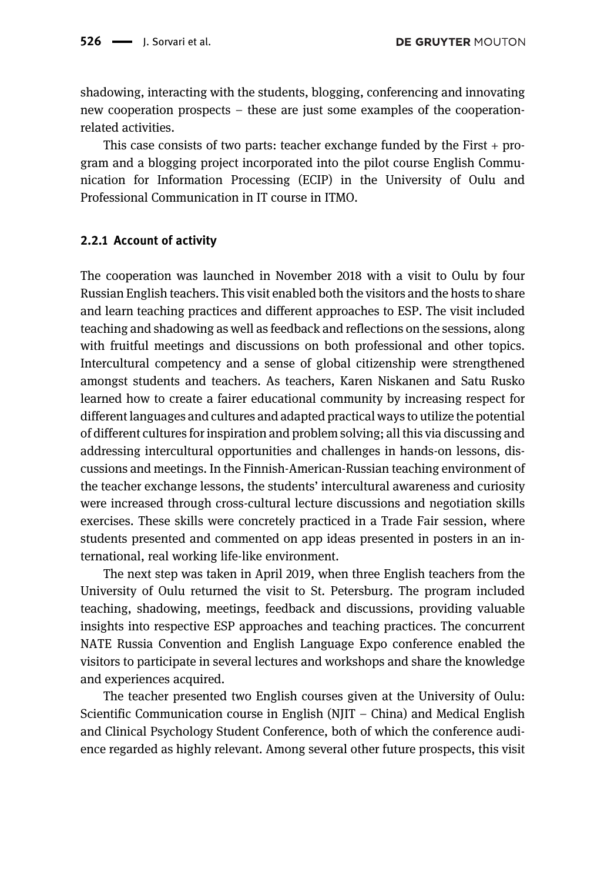shadowing, interacting with the students, blogging, conferencing and innovating new cooperation prospects – these are just some examples of the cooperation-related activities.

This case consists of two parts: teacher exchange funded by the First + program and a blogging project incorporated into the pilot course English Communication for Information Processing (ECIP) in the University of Oulu and Professional Communication in IT course in ITMO.

### 2.2.1 Account of activity

The cooperation was launched in November 2018 with a visit to Oulu by four Russian English teachers. This visit enabled both the visitors and the hosts to share and learn teaching practices and different approaches to ESP. The visit included teaching and shadowing as well as feedback and reflections on the sessions, along with fruitful meetings and discussions on both professional and other topics. Intercultural competency and a sense of global citizenship were strengthened amongst students and teachers. As teachers, Karen Niskanen and Satu Rusko learned how to create a fairer educational community by increasing respect for different languages and cultures and adapted practical ways to utilize the potential of different cultures for inspiration and problem solving; all this via discussing and addressing intercultural opportunities and challenges in hands-on lessons, discussions and meetings. In the Finnish-American-Russian teaching environment of the teacher exchange lessons, the students' intercultural awareness and curiosity were increased through cross-cultural lecture discussions and negotiation skills exercises. These skills were concretely practiced in a Trade Fair session, where students presented and commented on app ideas presented in posters in an international, real working life-like environment.

The next step was taken in April 2019, when three English teachers from the University of Oulu returned the visit to St. Petersburg. The program included teaching, shadowing, meetings, feedback and discussions, providing valuable insights into respective ESP approaches and teaching practices. The concurrent NATE Russia Convention and English Language Expo conference enabled the visitors to participate in several lectures and workshops and share the knowledge and experiences acquired.

The teacher presented two English courses given at the University of Oulu: Scientific Communication course in English (NJIT – China) and Medical English and Clinical Psychology Student Conference, both of which the conference audience regarded as highly relevant. Among several other future prospects, this visit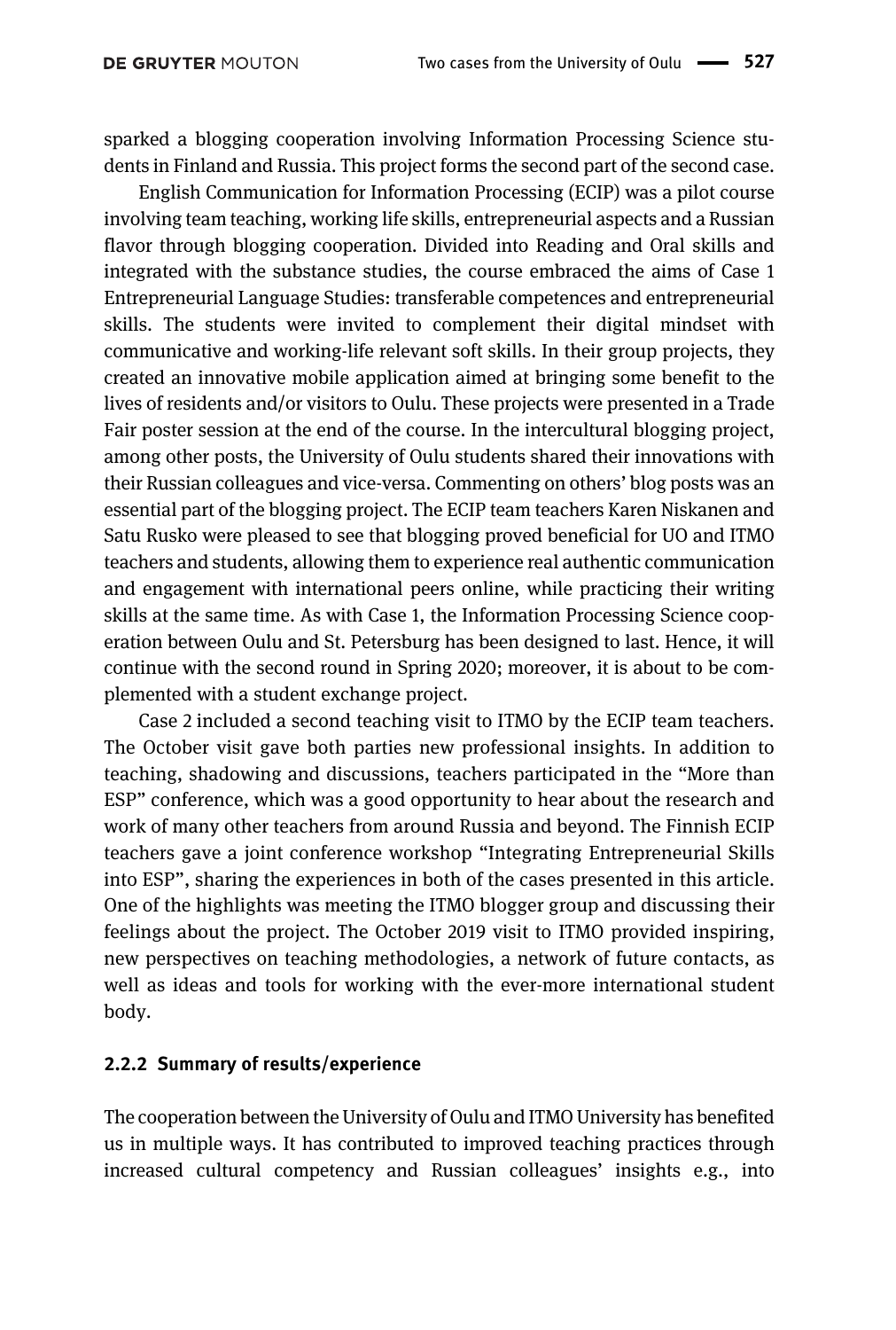sparked a blogging cooperation involving Information Processing Science students in Finland and Russia. This project forms the second part of the second case.

English Communication for Information Processing (ECIP) was a pilot course involving team teaching, working life skills, entrepreneurial aspects and a Russian flavor through blogging cooperation. Divided into Reading and Oral skills and integrated with the substance studies, the course embraced the aims of Case 1 Entrepreneurial Language Studies: transferable competences and entrepreneurial skills. The students were invited to complement their digital mindset with communicative and working-life relevant soft skills. In their group projects, they created an innovative mobile application aimed at bringing some benefit to the lives of residents and/or visitors to Oulu. These projects were presented in a Trade Fair poster session at the end of the course. In the intercultural blogging project, among other posts, the University of Oulu students shared their innovations with their Russian colleagues and vice-versa. Commenting on others' blog posts was an essential part of the blogging project. The ECIP team teachers Karen Niskanen and Satu Rusko were pleased to see that blogging proved beneficial for UO and ITMO teachers and students, allowing them to experience real authentic communication and engagement with international peers online, while practicing their writing skills at the same time. As with Case 1, the Information Processing Science cooperation between Oulu and St. Petersburg has been designed to last. Hence, it will continue with the second round in Spring 2020; moreover, it is about to be complemented with a student exchange project.

Case 2 included a second teaching visit to ITMO by the ECIP team teachers. The October visit gave both parties new professional insights. In addition to teaching, shadowing and discussions, teachers participated in the "More than ESP" conference, which was a good opportunity to hear about the research and work of many other teachers from around Russia and beyond. The Finnish ECIP teachers gave a joint conference workshop "Integrating Entrepreneurial Skills into ESP", sharing the experiences in both of the cases presented in this article. One of the highlights was meeting the ITMO blogger group and discussing their feelings about the project. The October 2019 visit to ITMO provided inspiring, new perspectives on teaching methodologies, a network of future contacts, as well as ideas and tools for working with the ever-more international student body.

### 2.2.2 Summary of results/experience

The cooperation between the University of Oulu and ITMO University has benefited us in multiple ways. It has contributed to improved teaching practices through increased cultural competency and Russian colleagues' insights e.g., into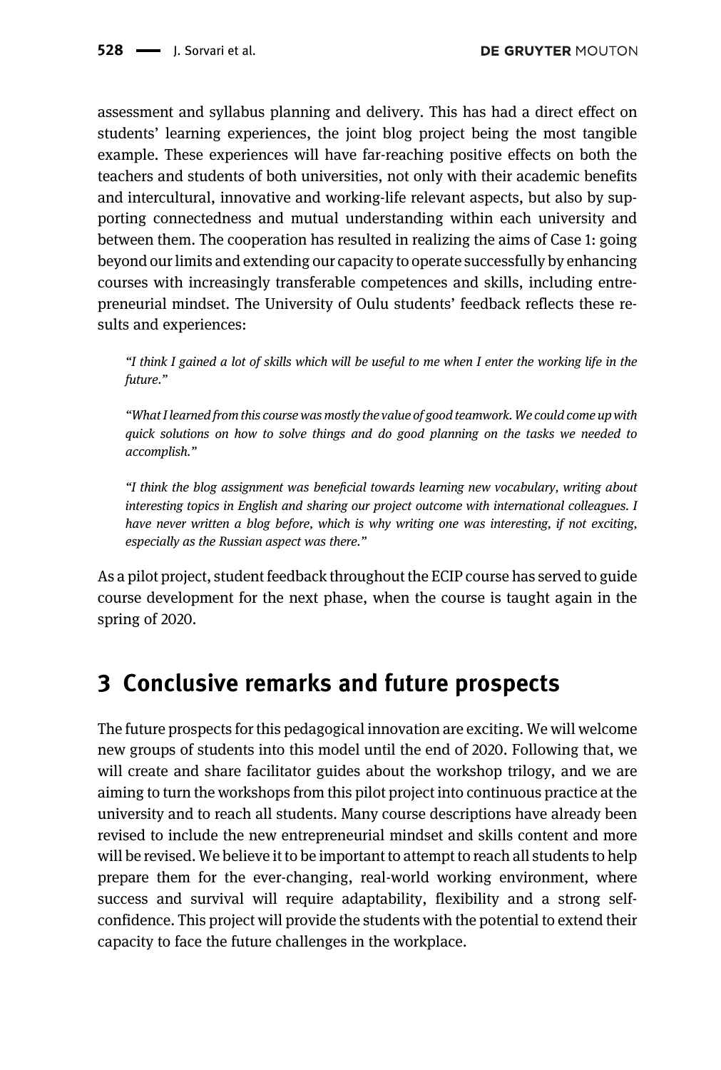assessment and syllabus planning and delivery. This has had a direct effect on students' learning experiences, the joint blog project being the most tangible example. These experiences will have far-reaching positive effects on both the teachers and students of both universities, not only with their academic benefits and intercultural, innovative and working-life relevant aspects, but also by supporting connectedness and mutual understanding within each university and between them. The cooperation has resulted in realizing the aims of Case 1: going beyond our limits and extending our capacity to operate successfully by enhancing courses with increasingly transferable competences and skills, including entrepreneurial mindset. The University of Oulu students' feedback reflects these results and experiences:

> *"I think I gained a lot of skills which will be useful to me when I enter the working life in the future."*
>
> *"What I learned from this course was mostly the value of good teamwork. We could come up with quick solutions on how to solve things and do good planning on the tasks we needed to accomplish."*
>
> *"I think the blog assignment was beneficial towards learning new vocabulary, writing about interesting topics in English and sharing our project outcome with international colleagues. I have never written a blog before, which is why writing one was interesting, if not exciting, especially as the Russian aspect was there."*

As a pilot project, student feedback throughout the ECIP course has served to guide course development for the next phase, when the course is taught again in the spring of 2020.

## 3 Conclusive remarks and future prospects

The future prospects for this pedagogical innovation are exciting. We will welcome new groups of students into this model until the end of 2020. Following that, we will create and share facilitator guides about the workshop trilogy, and we are aiming to turn the workshops from this pilot project into continuous practice at the university and to reach all students. Many course descriptions have already been revised to include the new entrepreneurial mindset and skills content and more will be revised. We believe it to be important to attempt to reach all students to help prepare them for the ever-changing, real-world working environment, where success and survival will require adaptability, flexibility and a strong self-confidence. This project will provide the students with the potential to extend their capacity to face the future challenges in the workplace.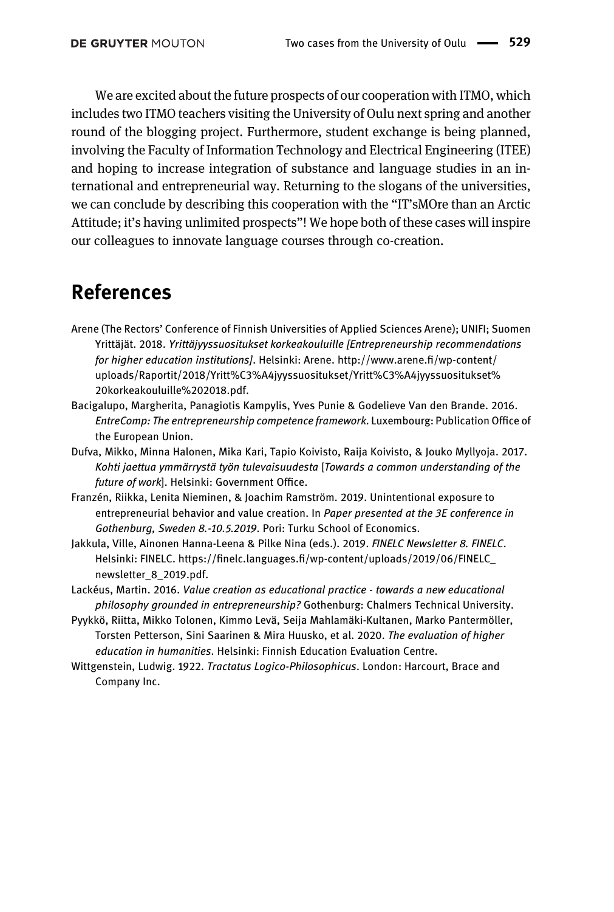We are excited about the future prospects of our cooperation with ITMO, which includes two ITMO teachers visiting the University of Oulu next spring and another round of the blogging project. Furthermore, student exchange is being planned, involving the Faculty of Information Technology and Electrical Engineering (ITEE) and hoping to increase integration of substance and language studies in an international and entrepreneurial way. Returning to the slogans of the universities, we can conclude by describing this cooperation with the "IT'sMOre than an Arctic Attitude; it's having unlimited prospects"! We hope both of these cases will inspire our colleagues to innovate language courses through co-creation.

## References

Arene (The Rectors' Conference of Finnish Universities of Applied Sciences Arene); UNIFI; Suomen Yrittäjät. 2018. *Yrittäjyyssuositukset korkeakouluille [Entrepreneurship recommendations for higher education institutions]*. Helsinki: Arene. http://www.arene.fi/wp-content/uploads/Raportit/2018/Yritt%C3%A4jyyssuositukset/Yritt%C3%A4jyyssuositukset%20korkeakouluille%202018.pdf.

Bacigalupo, Margherita, Panagiotis Kampylis, Yves Punie & Godelieve Van den Brande. 2016. *EntreComp: The entrepreneurship competence framework*. Luxembourg: Publication Office of the European Union.

Dufva, Mikko, Minna Halonen, Mika Kari, Tapio Koivisto, Raija Koivisto, & Jouko Myllyoja. 2017. *Kohti jaettua ymmärrystä työn tulevaisuudesta* [*Towards a common understanding of the future of work*]. Helsinki: Government Office.

Franzén, Riikka, Lenita Nieminen, & Joachim Ramström. 2019. Unintentional exposure to entrepreneurial behavior and value creation. In *Paper presented at the 3E conference in Gothenburg, Sweden 8.-10.5.2019*. Pori: Turku School of Economics.

Jakkula, Ville, Ainonen Hanna-Leena & Pilke Nina (eds.). 2019. *FINELC Newsletter 8. FINELC*. Helsinki: FINELC. https://finelc.languages.fi/wp-content/uploads/2019/06/FINELC_newsletter_8_2019.pdf.

Lackéus, Martin. 2016. *Value creation as educational practice - towards a new educational philosophy grounded in entrepreneurship?* Gothenburg: Chalmers Technical University.

Pyykkö, Riitta, Mikko Tolonen, Kimmo Levä, Seija Mahlamäki-Kultanen, Marko Pantermöller, Torsten Petterson, Sini Saarinen & Mira Huusko, et al. 2020. *The evaluation of higher education in humanities*. Helsinki: Finnish Education Evaluation Centre.

Wittgenstein, Ludwig. 1922. *Tractatus Logico-Philosophicus*. London: Harcourt, Brace and Company Inc.